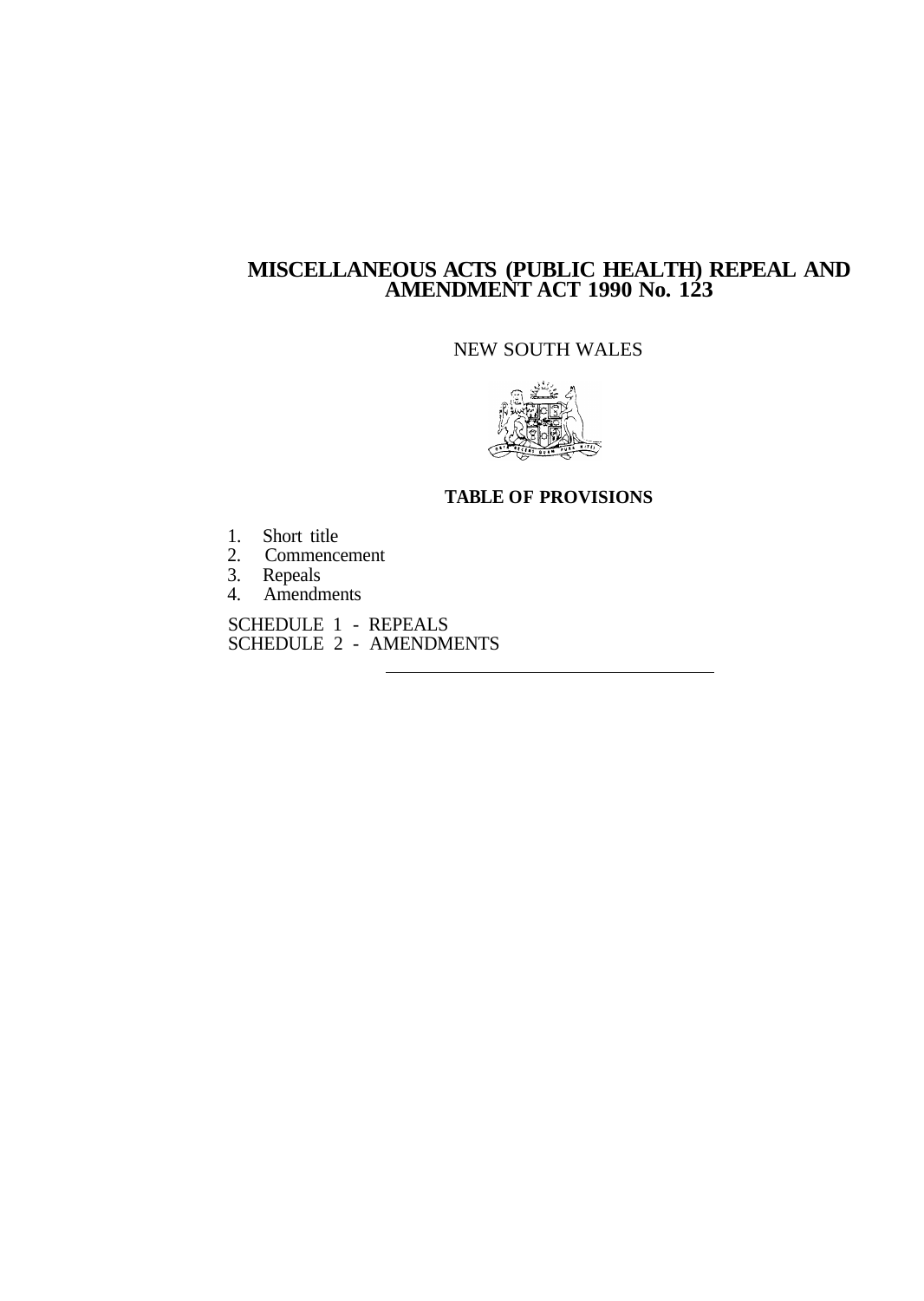# MISCELLANEOUS ACTS (PUBLIC HEALTH) REPEAL AND AMENDMENT ACT 1990 No. 123

NEW SOUTH WALES

## TABLE OF PROVISIONS

1. Short title
2. Commencement
3. Repeals
4. Amendments

SCHEDULE 1 - REPEALS
SCHEDULE 2 - AMENDMENTS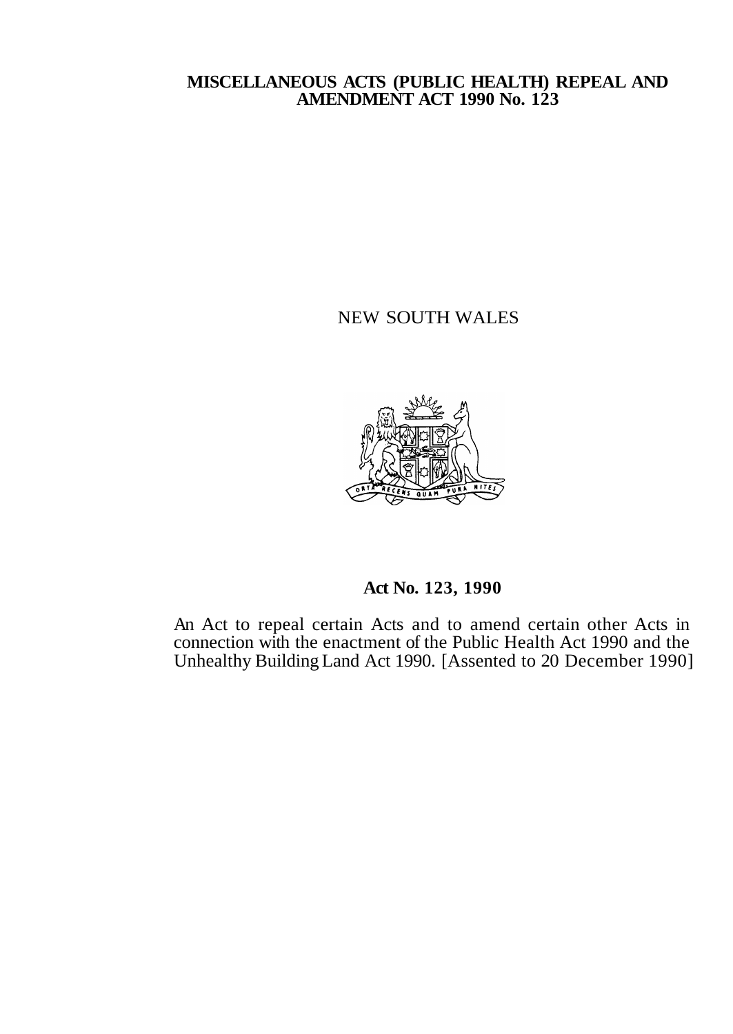**MISCELLANEOUS ACTS (PUBLIC HEALTH) REPEAL AND AMENDMENT ACT 1990 No. 123**

NEW SOUTH WALES

**Act No. 123, 1990**

An Act to repeal certain Acts and to amend certain other Acts in connection with the enactment of the Public Health Act 1990 and the Unhealthy Building Land Act 1990. [Assented to 20 December 1990]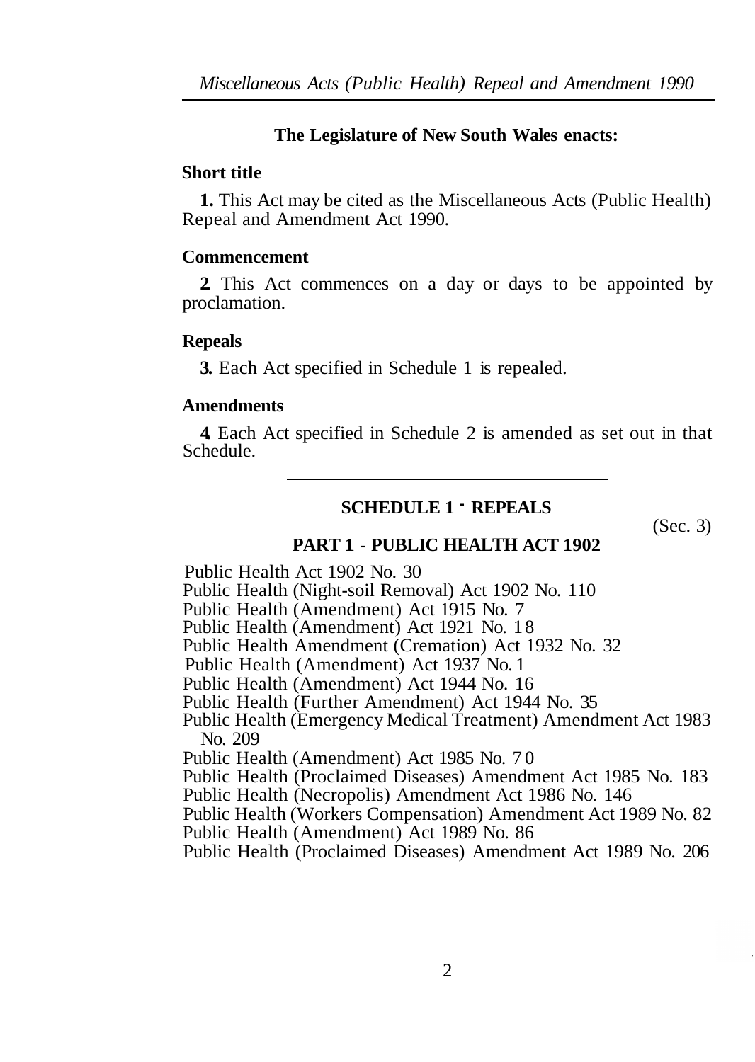**The Legislature of New South Wales enacts:**

## Short title

**1.** This Act may be cited as the Miscellaneous Acts (Public Health) Repeal and Amendment Act 1990.

## Commencement

**2.** This Act commences on a day or days to be appointed by proclamation.

## Repeals

**3.** Each Act specified in Schedule 1 is repealed.

## Amendments

**4.** Each Act specified in Schedule 2 is amended as set out in that Schedule.

---

## SCHEDULE 1 - REPEALS

(Sec. 3)

### PART 1 - PUBLIC HEALTH ACT 1902

Public Health Act 1902 No. 30
Public Health (Night-soil Removal) Act 1902 No. 110
Public Health (Amendment) Act 1915 No. 7
Public Health (Amendment) Act 1921 No. 18
Public Health Amendment (Cremation) Act 1932 No. 32
Public Health (Amendment) Act 1937 No. 1
Public Health (Amendment) Act 1944 No. 16
Public Health (Further Amendment) Act 1944 No. 35
Public Health (Emergency Medical Treatment) Amendment Act 1983 No. 209
Public Health (Amendment) Act 1985 No. 70
Public Health (Proclaimed Diseases) Amendment Act 1985 No. 183
Public Health (Necropolis) Amendment Act 1986 No. 146
Public Health (Workers Compensation) Amendment Act 1989 No. 82
Public Health (Amendment) Act 1989 No. 86
Public Health (Proclaimed Diseases) Amendment Act 1989 No. 206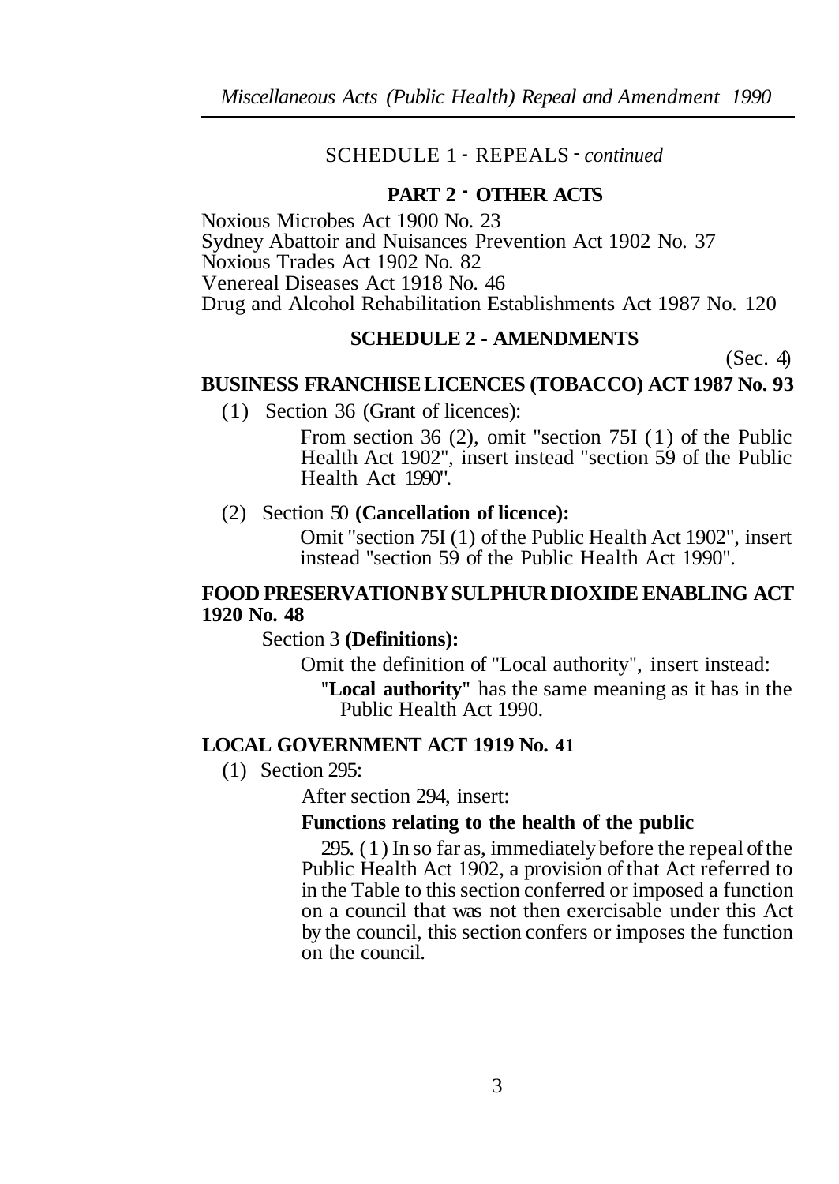SCHEDULE 1 - REPEALS - *continued*

**PART 2 - OTHER ACTS**

Noxious Microbes Act 1900 No. 23
Sydney Abattoir and Nuisances Prevention Act 1902 No. 37
Noxious Trades Act 1902 No. 82
Venereal Diseases Act 1918 No. 46
Drug and Alcohol Rehabilitation Establishments Act 1987 No. 120

## SCHEDULE 2 - AMENDMENTS

(Sec. 4)

**BUSINESS FRANCHISE LICENCES (TOBACCO) ACT 1987 No. 93**

(1) Section 36 (Grant of licences):

From section 36 (2), omit "section 75I (1) of the Public Health Act 1902", insert instead "section 59 of the Public Health Act 1990".

(2) Section 50 **(Cancellation of licence):**

Omit "section 75I (1) of the Public Health Act 1902", insert instead "section 59 of the Public Health Act 1990".

**FOOD PRESERVATION BY SULPHUR DIOXIDE ENABLING ACT 1920 No. 48**

Section 3 **(Definitions):**

Omit the definition of "Local authority", insert instead:

"**Local authority**" has the same meaning as it has in the Public Health Act 1990.

**LOCAL GOVERNMENT ACT 1919 No. 41**

(1) Section 295:

After section 294, insert:

**Functions relating to the health of the public**

295. (1) In so far as, immediately before the repeal of the Public Health Act 1902, a provision of that Act referred to in the Table to this section conferred or imposed a function on a council that was not then exercisable under this Act by the council, this section confers or imposes the function on the council.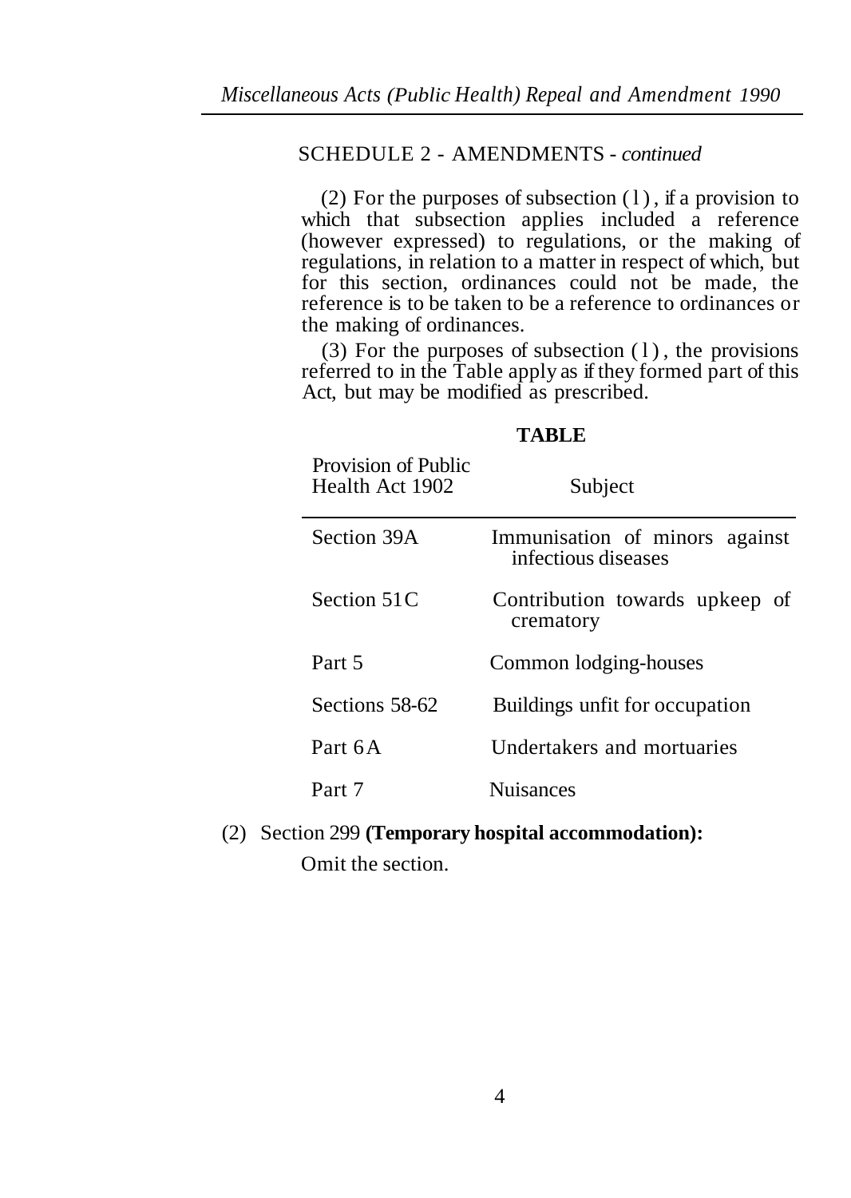SCHEDULE 2 - AMENDMENTS - *continued*

(2) For the purposes of subsection (1), if a provision to which that subsection applies included a reference (however expressed) to regulations, or the making of regulations, in relation to a matter in respect of which, but for this section, ordinances could not be made, the reference is to be taken to be a reference to ordinances or the making of ordinances.

(3) For the purposes of subsection (1), the provisions referred to in the Table apply as if they formed part of this Act, but may be modified as prescribed.

**TABLE**

| Provision of Public Health Act 1902 | Subject |
|---|---|
| Section 39A | Immunisation of minors against infectious diseases |
| Section 51C | Contribution towards upkeep of crematory |
| Part 5 | Common lodging-houses |
| Sections 58-62 | Buildings unfit for occupation |
| Part 6A | Undertakers and mortuaries |
| Part 7 | Nuisances |

(2) Section 299 **(Temporary hospital accommodation):**

Omit the section.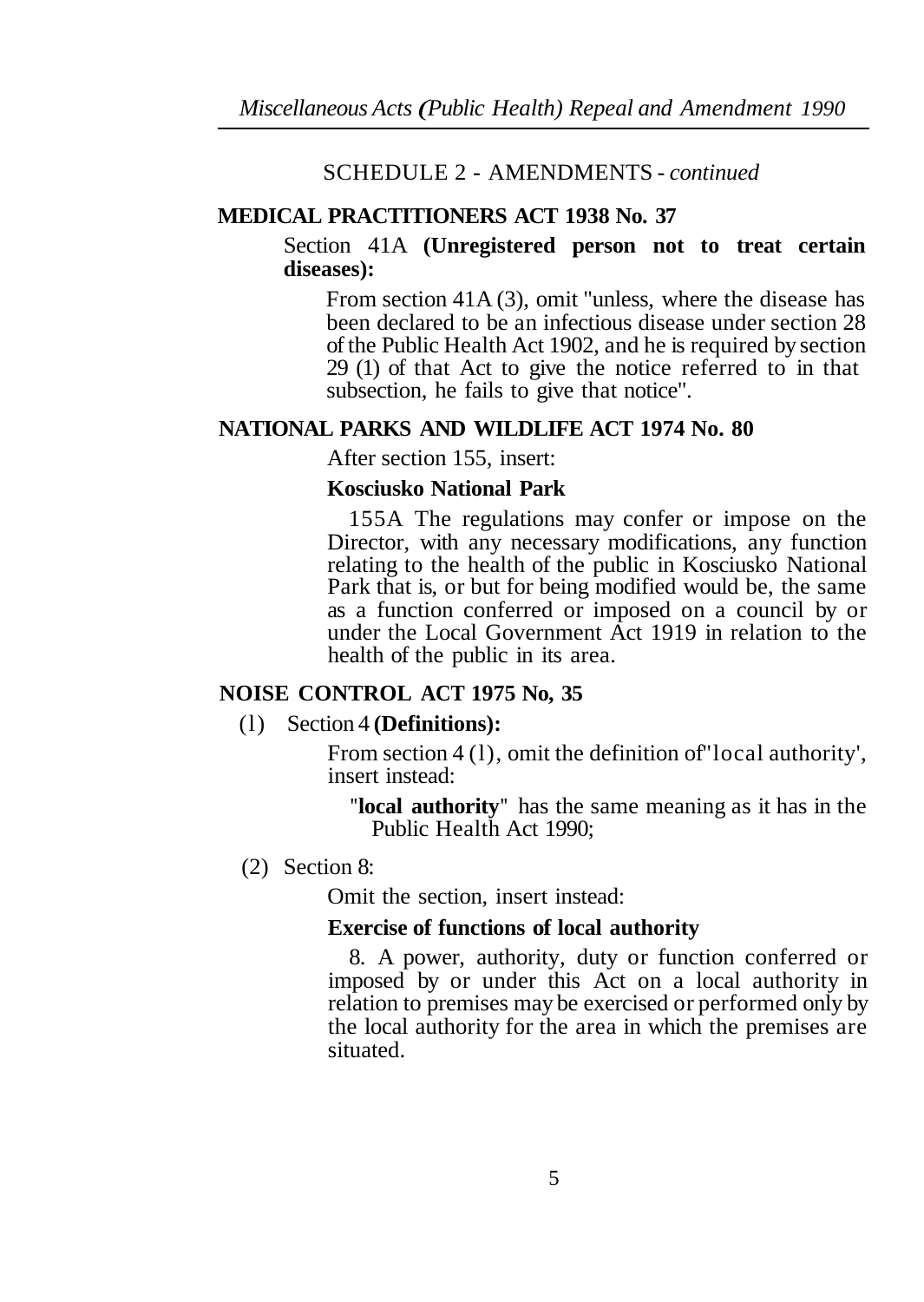SCHEDULE 2 - AMENDMENTS - *continued*

**MEDICAL PRACTITIONERS ACT 1938 No. 37**

Section 41A **(Unregistered person not to treat certain diseases):**

From section 41A (3), omit "unless, where the disease has been declared to be an infectious disease under section 28 of the Public Health Act 1902, and he is required by section 29 (1) of that Act to give the notice referred to in that subsection, he fails to give that notice".

**NATIONAL PARKS AND WILDLIFE ACT 1974 No. 80**

After section 155, insert:

**Kosciusko National Park**

155A The regulations may confer or impose on the Director, with any necessary modifications, any function relating to the health of the public in Kosciusko National Park that is, or but for being modified would be, the same as a function conferred or imposed on a council by or under the Local Government Act 1919 in relation to the health of the public in its area.

**NOISE CONTROL ACT 1975 No, 35**

(1) Section 4 **(Definitions):**

From section 4 (1), omit the definition of"local authority', insert instead:

"**local authority**" has the same meaning as it has in the Public Health Act 1990;

(2) Section 8:

Omit the section, insert instead:

**Exercise of functions of local authority**

8. A power, authority, duty or function conferred or imposed by or under this Act on a local authority in relation to premises may be exercised or performed only by the local authority for the area in which the premises are situated.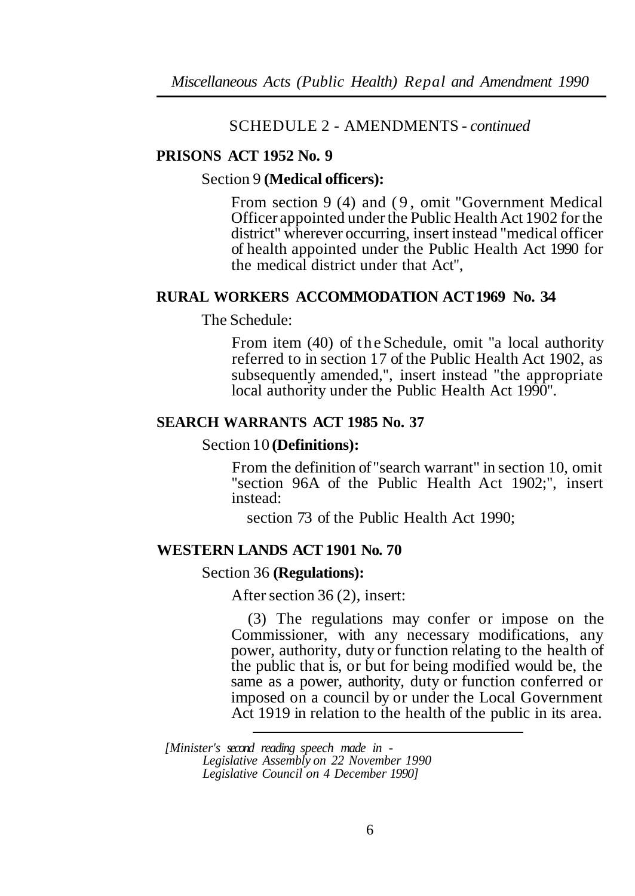SCHEDULE 2 - AMENDMENTS - *continued*

**PRISONS ACT 1952 No. 9**

Section 9 **(Medical officers):**

From section 9 (4) and (9, omit "Government Medical Officer appointed under the Public Health Act 1902 for the district" wherever occurring, insert instead "medical officer of health appointed under the Public Health Act 1990 for the medical district under that Act",

**RURAL WORKERS ACCOMMODATION ACT 1969 No. 34**

The Schedule:

From item (40) of the Schedule, omit "a local authority referred to in section 17 of the Public Health Act 1902, as subsequently amended,", insert instead "the appropriate local authority under the Public Health Act 1990".

**SEARCH WARRANTS ACT 1985 No. 37**

Section 10 **(Definitions):**

From the definition of "search warrant" in section 10, omit "section 96A of the Public Health Act 1902;", insert instead:

section 73 of the Public Health Act 1990;

**WESTERN LANDS ACT 1901 No. 70**

Section 36 **(Regulations):**

After section 36 (2), insert:

(3) The regulations may confer or impose on the Commissioner, with any necessary modifications, any power, authority, duty or function relating to the health of the public that is, or but for being modified would be, the same as a power, authority, duty or function conferred or imposed on a council by or under the Local Government Act 1919 in relation to the health of the public in its area.

---

*[Minister's second reading speech made in -*
*Legislative Assembly on 22 November 1990*
*Legislative Council on 4 December 1990]*